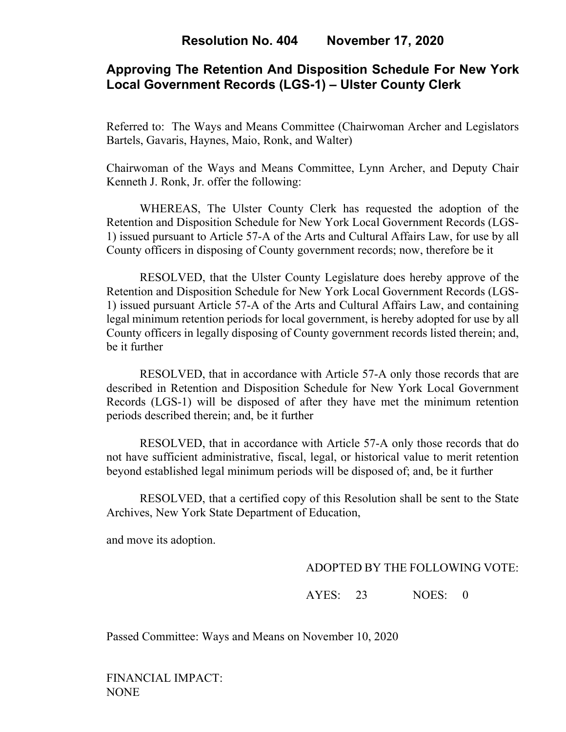# Resolution No. 404 November 17, 2020

## Approving The Retention And Disposition Schedule For New York Local Government Records (LGS-1) – Ulster County Clerk

Referred to: The Ways and Means Committee (Chairwoman Archer and Legislators Bartels, Gavaris, Haynes, Maio, Ronk, and Walter)

Chairwoman of the Ways and Means Committee, Lynn Archer, and Deputy Chair Kenneth J. Ronk, Jr. offer the following:

WHEREAS, The Ulster County Clerk has requested the adoption of the Retention and Disposition Schedule for New York Local Government Records (LGS-1) issued pursuant to Article 57-A of the Arts and Cultural Affairs Law, for use by all County officers in disposing of County government records; now, therefore be it

RESOLVED, that the Ulster County Legislature does hereby approve of the Retention and Disposition Schedule for New York Local Government Records (LGS-1) issued pursuant Article 57-A of the Arts and Cultural Affairs Law, and containing legal minimum retention periods for local government, is hereby adopted for use by all County officers in legally disposing of County government records listed therein; and, be it further

RESOLVED, that in accordance with Article 57-A only those records that are described in Retention and Disposition Schedule for New York Local Government Records (LGS-1) will be disposed of after they have met the minimum retention periods described therein; and, be it further

RESOLVED, that in accordance with Article 57-A only those records that do not have sufficient administrative, fiscal, legal, or historical value to merit retention beyond established legal minimum periods will be disposed of; and, be it further

RESOLVED, that a certified copy of this Resolution shall be sent to the State Archives, New York State Department of Education,

and move its adoption.

ADOPTED BY THE FOLLOWING VOTE:

AYES: 23 NOES: 0

Passed Committee: Ways and Means on November 10, 2020

FINANCIAL IMPACT:
NONE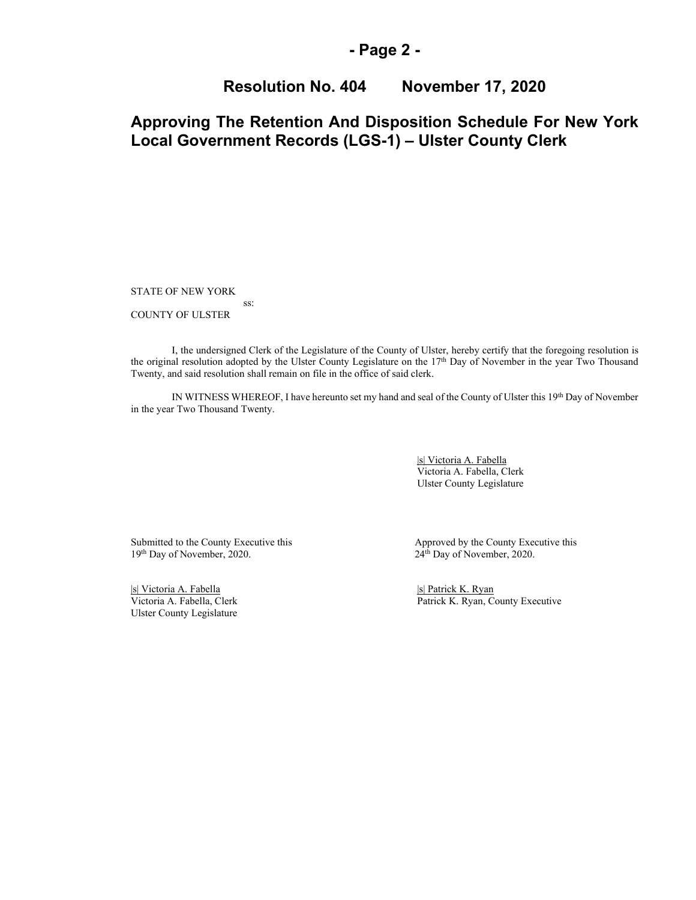**Resolution No. 404 November 17, 2020**

## Approving The Retention And Disposition Schedule For New York Local Government Records (LGS-1) – Ulster County Clerk

STATE OF NEW YORK
ss:
COUNTY OF ULSTER

I, the undersigned Clerk of the Legislature of the County of Ulster, hereby certify that the foregoing resolution is the original resolution adopted by the Ulster County Legislature on the 17th Day of November in the year Two Thousand Twenty, and said resolution shall remain on file in the office of said clerk.

IN WITNESS WHEREOF, I have hereunto set my hand and seal of the County of Ulster this 19th Day of November in the year Two Thousand Twenty.

|s| Victoria A. Fabella
Victoria A. Fabella, Clerk
Ulster County Legislature

Submitted to the County Executive this 19th Day of November, 2020.

|s| Victoria A. Fabella
Victoria A. Fabella, Clerk
Ulster County Legislature

Approved by the County Executive this 24th Day of November, 2020.

|s| Patrick K. Ryan
Patrick K. Ryan, County Executive